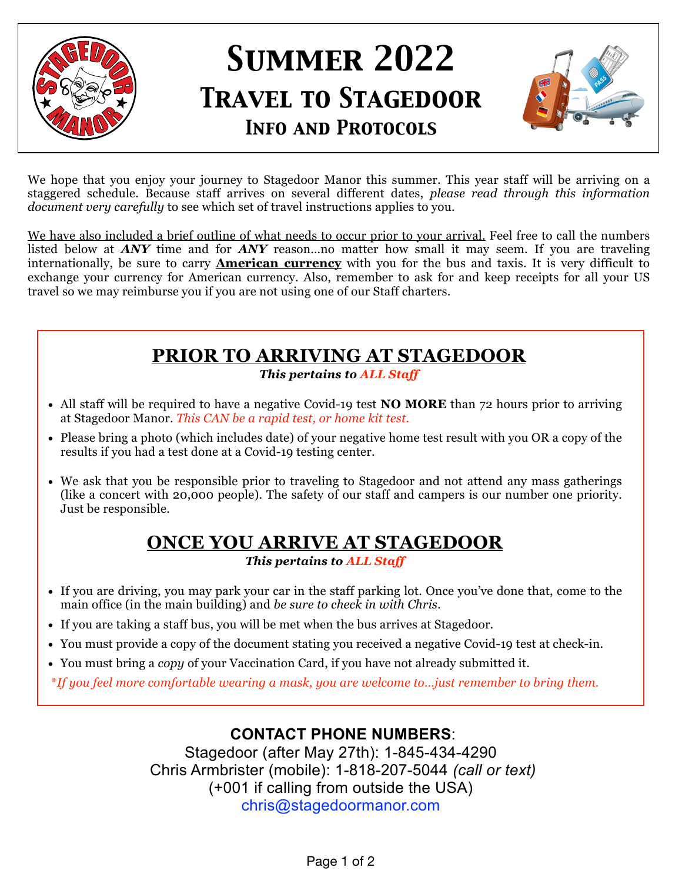# Summer 2022

## Travel to Stagedoor

### Info and Protocols

We hope that you enjoy your journey to Stagedoor Manor this summer. This year staff will be arriving on a staggered schedule. Because staff arrives on several different dates, *please read through this information document very carefully* to see which set of travel instructions applies to you.

<u>We have also included a brief outline of what needs to occur prior to your arrival.</u> Feel free to call the numbers listed below at ***ANY*** time and for ***ANY*** reason…no matter how small it may seem. If you are traveling internationally, be sure to carry **<u>American currency</u>** with you for the bus and taxis. It is very difficult to exchange your currency for American currency. Also, remember to ask for and keep receipts for all your US travel so we may reimburse you if you are not using one of our Staff charters.

## PRIOR TO ARRIVING AT STAGEDOOR

***This pertains to ALL Staff***

- All staff will be required to have a negative Covid-19 test **NO MORE** than 72 hours prior to arriving at Stagedoor Manor. *This CAN be a rapid test, or home kit test.*
- Please bring a photo (which includes date) of your negative home test result with you OR a copy of the results if you had a test done at a Covid-19 testing center.
- We ask that you be responsible prior to traveling to Stagedoor and not attend any mass gatherings (like a concert with 20,000 people). The safety of our staff and campers is our number one priority. Just be responsible.

## ONCE YOU ARRIVE AT STAGEDOOR

***This pertains to ALL Staff***

- If you are driving, you may park your car in the staff parking lot. Once you've done that, come to the main office (in the main building) and *be sure to check in with Chris.*
- If you are taking a staff bus, you will be met when the bus arrives at Stagedoor.
- You must provide a copy of the document stating you received a negative Covid-19 test at check-in.
- You must bring a *copy* of your Vaccination Card, if you have not already submitted it.

*\*If you feel more comfortable wearing a mask, you are welcome to…just remember to bring them.*

**CONTACT PHONE NUMBERS**:

Stagedoor (after May 27th): 1-845-434-4290
Chris Armbrister (mobile): 1-818-207-5044 *(call or text)*
(+001 if calling from outside the USA)
chris@stagedoormanor.com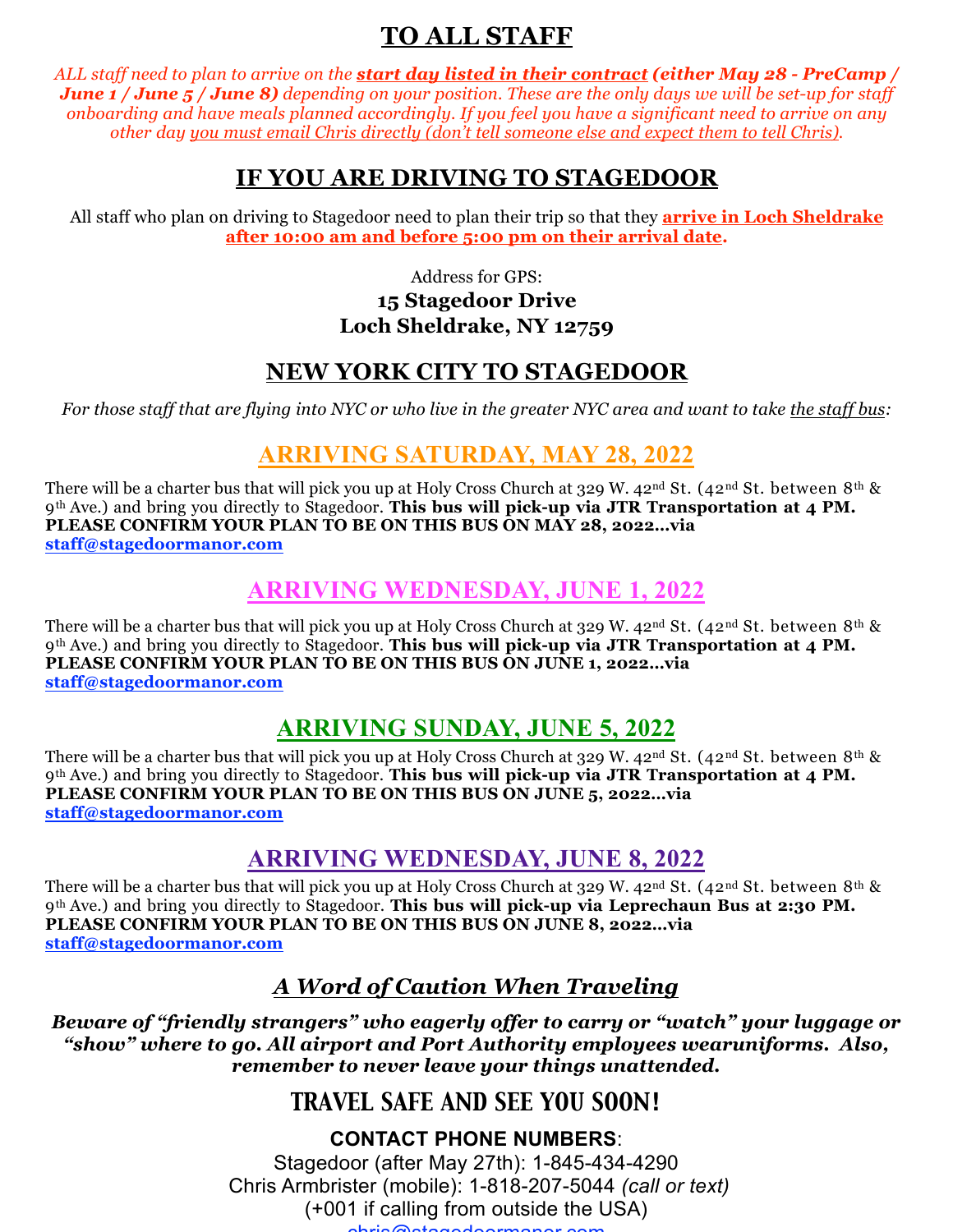# TO ALL STAFF

*ALL staff need to plan to arrive on the **start day listed in their contract** **(either May 28 - PreCamp / June 1 / June 5 / June 8)** depending on your position. These are the only days we will be set-up for staff onboarding and have meals planned accordingly. If you feel you have a significant need to arrive on any other day you must email Chris directly (don't tell someone else and expect them to tell Chris).*

## IF YOU ARE DRIVING TO STAGEDOOR

All staff who plan on driving to Stagedoor need to plan their trip so that they **arrive in Loch Sheldrake after 10:00 am and before 5:00 pm on their arrival date**.

Address for GPS:
**15 Stagedoor Drive**
**Loch Sheldrake, NY 12759**

## NEW YORK CITY TO STAGEDOOR

*For those staff that are flying into NYC or who live in the greater NYC area and want to take the staff bus:*

## ARRIVING SATURDAY, MAY 28, 2022

There will be a charter bus that will pick you up at Holy Cross Church at 329 W. 42nd St. (42nd St. between 8th & 9th Ave.) and bring you directly to Stagedoor. **This bus will pick-up via JTR Transportation at 4 PM. PLEASE CONFIRM YOUR PLAN TO BE ON THIS BUS ON MAY 28, 2022…via staff@stagedoormanor.com**

## ARRIVING WEDNESDAY, JUNE 1, 2022

There will be a charter bus that will pick you up at Holy Cross Church at 329 W. 42nd St. (42nd St. between 8th & 9th Ave.) and bring you directly to Stagedoor. **This bus will pick-up via JTR Transportation at 4 PM. PLEASE CONFIRM YOUR PLAN TO BE ON THIS BUS ON JUNE 1, 2022…via staff@stagedoormanor.com**

## ARRIVING SUNDAY, JUNE 5, 2022

There will be a charter bus that will pick you up at Holy Cross Church at 329 W. 42nd St. (42nd St. between 8th & 9th Ave.) and bring you directly to Stagedoor. **This bus will pick-up via JTR Transportation at 4 PM. PLEASE CONFIRM YOUR PLAN TO BE ON THIS BUS ON JUNE 5, 2022…via staff@stagedoormanor.com**

## ARRIVING WEDNESDAY, JUNE 8, 2022

There will be a charter bus that will pick you up at Holy Cross Church at 329 W. 42nd St. (42nd St. between 8th & 9th Ave.) and bring you directly to Stagedoor. **This bus will pick-up via Leprechaun Bus at 2:30 PM. PLEASE CONFIRM YOUR PLAN TO BE ON THIS BUS ON JUNE 8, 2022…via staff@stagedoormanor.com**

## *A Word of Caution When Traveling*

***Beware of "friendly strangers" who eagerly offer to carry or "watch" your luggage or "show" where to go. All airport and Port Authority employees wearuniforms. Also, remember to never leave your things unattended.***

## TRAVEL SAFE AND SEE YOU SOON!

**CONTACT PHONE NUMBERS**:
Stagedoor (after May 27th): 1-845-434-4290
Chris Armbrister (mobile): 1-818-207-5044 *(call or text)*
(+001 if calling from outside the USA)
chris@stagedoormanor.com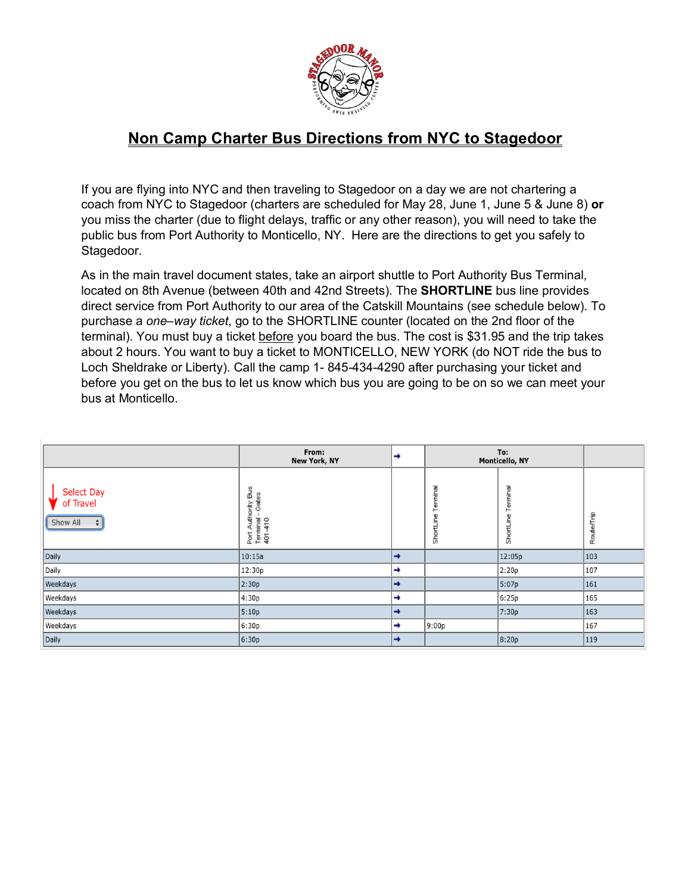## Non Camp Charter Bus Directions from NYC to Stagedoor

If you are flying into NYC and then traveling to Stagedoor on a day we are not chartering a coach from NYC to Stagedoor (charters are scheduled for May 28, June 1, June 5 & June 8) **or** you miss the charter (due to flight delays, traffic or any other reason), you will need to take the public bus from Port Authority to Monticello, NY. Here are the directions to get you safely to Stagedoor.

As in the main travel document states, take an airport shuttle to Port Authority Bus Terminal, located on 8th Avenue (between 40th and 42nd Streets). The **SHORTLINE** bus line provides direct service from Port Authority to our area of the Catskill Mountains (see schedule below). To purchase a *one–way ticket*, go to the SHORTLINE counter (located on the 2nd floor of the terminal). You must buy a ticket before you board the bus. The cost is $31.95 and the trip takes about 2 hours. You want to buy a ticket to MONTICELLO, NEW YORK (do NOT ride the bus to Loch Sheldrake or Liberty). Call the camp 1- 845-434-4290 after purchasing your ticket and before you get on the bus to let us know which bus you are going to be on so we can meet your bus at Monticello.

| | From: New York, NY | → | To: Monticello, NY | | |
|---|---|---|---|---|---|
| Select Day of Travel: Show All | Port Authority Bus Terminal - Gates 401-410 | | ShortLine Terminal | ShortLine Terminal | Route/Trip |
| Daily | 10:15a | → | | 12:05p | 103 |
| Daily | 12:30p | → | | 2:20p | 107 |
| Weekdays | 2:30p | → | | 5:07p | 161 |
| Weekdays | 4:30p | → | | 6:25p | 165 |
| Weekdays | 5:10p | → | | 7:30p | 163 |
| Weekdays | 6:30p | → | 9:00p | | 167 |
| Daily | 6:30p | → | | 8:20p | 119 |